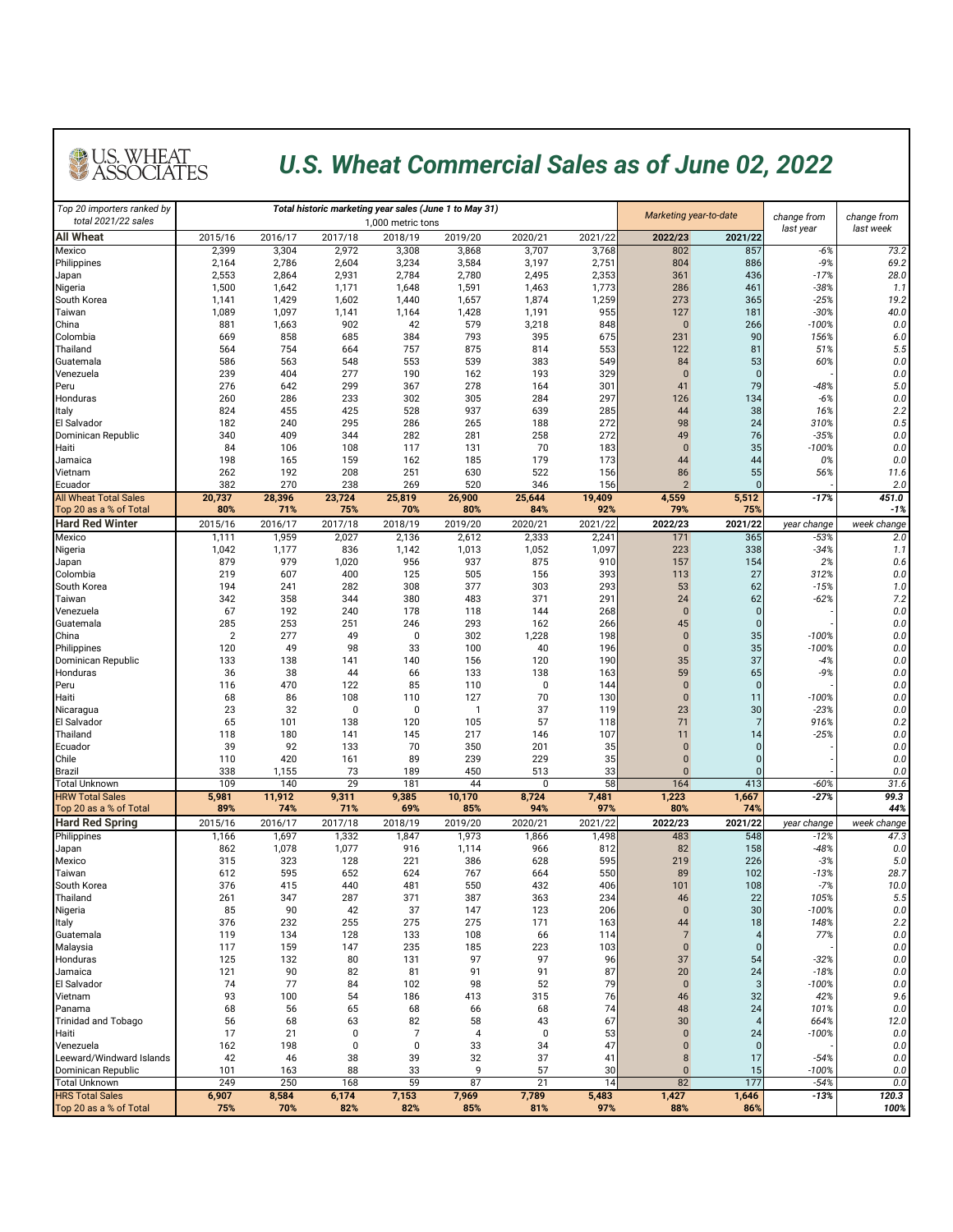U.S. WHEAT ASSOCIATES

# U.S. Wheat Commercial Sales as of June 02, 2022

| Top 20 importers ranked by total 2021/22 sales | Total historic marketing year sales (June 1 to May 31) 1,000 metric tons | | | | | | | Marketing year-to-date | | change from last year | change from last week |
|---|---|---|---|---|---|---|---|---|---|---|---|
| **All Wheat** | 2015/16 | 2016/17 | 2017/18 | 2018/19 | 2019/20 | 2020/21 | 2021/22 | **2022/23** | **2021/22** | | |
| Mexico | 2,399 | 3,304 | 2,972 | 3,308 | 3,868 | 3,707 | 3,768 | 802 | 857 | -6% | 73.2 |
| Philippines | 2,164 | 2,786 | 2,604 | 3,234 | 3,584 | 3,197 | 2,751 | 804 | 886 | -9% | 69.2 |
| Japan | 2,553 | 2,864 | 2,931 | 2,784 | 2,780 | 2,495 | 2,353 | 361 | 436 | -17% | 28.0 |
| Nigeria | 1,500 | 1,642 | 1,171 | 1,648 | 1,591 | 1,463 | 1,773 | 286 | 461 | -38% | 1.1 |
| South Korea | 1,141 | 1,429 | 1,602 | 1,440 | 1,657 | 1,874 | 1,259 | 273 | 365 | -25% | 19.2 |
| Taiwan | 1,089 | 1,097 | 1,141 | 1,164 | 1,428 | 1,191 | 955 | 127 | 181 | -30% | 40.0 |
| China | 881 | 1,663 | 902 | 42 | 579 | 3,218 | 848 | 0 | 266 | -100% | 0.0 |
| Colombia | 669 | 858 | 685 | 384 | 793 | 395 | 675 | 231 | 90 | 156% | 6.0 |
| Thailand | 564 | 754 | 664 | 757 | 875 | 814 | 553 | 122 | 81 | 51% | 5.5 |
| Guatemala | 586 | 563 | 548 | 553 | 539 | 383 | 549 | 84 | 53 | 60% | 0.0 |
| Venezuela | 239 | 404 | 277 | 190 | 162 | 193 | 329 | 0 | 0 | - | 0.0 |
| Peru | 276 | 642 | 299 | 367 | 278 | 164 | 301 | 41 | 79 | -48% | 5.0 |
| Honduras | 260 | 286 | 233 | 302 | 305 | 284 | 297 | 126 | 134 | -6% | 0.0 |
| Italy | 824 | 455 | 425 | 528 | 937 | 639 | 285 | 44 | 38 | 16% | 2.2 |
| El Salvador | 182 | 240 | 295 | 286 | 265 | 188 | 272 | 98 | 24 | 310% | 0.5 |
| Dominican Republic | 340 | 409 | 344 | 282 | 281 | 258 | 272 | 49 | 76 | -35% | 0.0 |
| Haiti | 84 | 106 | 108 | 117 | 131 | 70 | 183 | 0 | 35 | -100% | 0.0 |
| Jamaica | 198 | 165 | 159 | 162 | 185 | 179 | 173 | 44 | 44 | 0% | 0.0 |
| Vietnam | 262 | 192 | 208 | 251 | 630 | 522 | 156 | 86 | 55 | 56% | 11.6 |
| Ecuador | 382 | 270 | 238 | 269 | 520 | 346 | 156 | 2 | 0 | - | 2.0 |
| All Wheat Total Sales | **20,737** | **28,396** | **23,724** | **25,819** | **26,900** | **25,644** | **19,409** | **4,559** | **5,512** | **-17%** | **451.0** |
| Top 20 as a % of Total | **80%** | **71%** | **75%** | **70%** | **80%** | **84%** | **92%** | **79%** | **75%** | | **-1%** |
| **Hard Red Winter** | 2015/16 | 2016/17 | 2017/18 | 2018/19 | 2019/20 | 2020/21 | 2021/22 | **2022/23** | **2021/22** | year change | week change |
| Mexico | 1,111 | 1,959 | 2,027 | 2,136 | 2,612 | 2,333 | 2,241 | 171 | 365 | -53% | 2.0 |
| Nigeria | 1,042 | 1,177 | 836 | 1,142 | 1,013 | 1,052 | 1,097 | 223 | 338 | -34% | 1.1 |
| Japan | 879 | 979 | 1,020 | 956 | 937 | 875 | 910 | 157 | 154 | 2% | 0.6 |
| Colombia | 219 | 607 | 400 | 125 | 505 | 156 | 393 | 113 | 27 | 312% | 0.0 |
| South Korea | 194 | 241 | 282 | 308 | 377 | 303 | 293 | 53 | 62 | -15% | 1.0 |
| Taiwan | 342 | 358 | 344 | 380 | 483 | 371 | 291 | 24 | 62 | -62% | 7.2 |
| Venezuela | 67 | 192 | 240 | 178 | 118 | 144 | 268 | 0 | 0 | - | 0.0 |
| Guatemala | 285 | 253 | 251 | 246 | 293 | 162 | 266 | 45 | 0 | - | 0.0 |
| China | 2 | 277 | 49 | 0 | 302 | 1,228 | 198 | 0 | 35 | -100% | 0.0 |
| Philippines | 120 | 49 | 98 | 33 | 100 | 40 | 196 | 0 | 35 | -100% | 0.0 |
| Dominican Republic | 133 | 138 | 141 | 140 | 156 | 120 | 190 | 35 | 37 | -4% | 0.0 |
| Honduras | 36 | 38 | 44 | 66 | 133 | 138 | 163 | 59 | 65 | -9% | 0.0 |
| Peru | 116 | 470 | 122 | 85 | 110 | 0 | 144 | 0 | 0 | - | 0.0 |
| Haiti | 68 | 86 | 108 | 110 | 127 | 70 | 130 | 0 | 11 | -100% | 0.0 |
| Nicaragua | 23 | 32 | 0 | 0 | 1 | 37 | 119 | 23 | 30 | -23% | 0.0 |
| El Salvador | 65 | 101 | 138 | 120 | 105 | 57 | 118 | 71 | 7 | 916% | 0.2 |
| Thailand | 118 | 180 | 141 | 145 | 217 | 146 | 107 | 11 | 14 | -25% | 0.0 |
| Ecuador | 39 | 92 | 133 | 70 | 350 | 201 | 35 | 0 | 0 | - | 0.0 |
| Chile | 110 | 420 | 161 | 89 | 239 | 229 | 35 | 0 | 0 | - | 0.0 |
| Brazil | 338 | 1,155 | 73 | 189 | 450 | 513 | 33 | 0 | 0 | - | 0.0 |
| Total Unknown | 109 | 140 | 29 | 181 | 44 | 0 | 58 | 164 | 413 | -60% | 31.6 |
| HRW Total Sales | **5,981** | **11,912** | **9,311** | **9,385** | **10,170** | **8,724** | **7,481** | **1,223** | **1,667** | **-27%** | **99.3** |
| Top 20 as a % of Total | **89%** | **74%** | **71%** | **69%** | **85%** | **94%** | **97%** | **80%** | **74%** | | **44%** |
| **Hard Red Spring** | 2015/16 | 2016/17 | 2017/18 | 2018/19 | 2019/20 | 2020/21 | 2021/22 | **2022/23** | **2021/22** | year change | week change |
| Philippines | 1,166 | 1,697 | 1,332 | 1,847 | 1,973 | 1,866 | 1,498 | 483 | 548 | -12% | 47.3 |
| Japan | 862 | 1,078 | 1,077 | 916 | 1,114 | 966 | 812 | 82 | 158 | -48% | 0.0 |
| Mexico | 315 | 323 | 128 | 221 | 386 | 628 | 595 | 219 | 226 | -3% | 5.0 |
| Taiwan | 612 | 595 | 652 | 624 | 767 | 664 | 550 | 89 | 102 | -13% | 28.7 |
| South Korea | 376 | 415 | 440 | 481 | 550 | 432 | 406 | 101 | 108 | -7% | 10.0 |
| Thailand | 261 | 347 | 287 | 371 | 387 | 363 | 234 | 46 | 22 | 105% | 5.5 |
| Nigeria | 85 | 90 | 42 | 37 | 147 | 123 | 206 | 0 | 30 | -100% | 0.0 |
| Italy | 376 | 232 | 255 | 275 | 275 | 171 | 163 | 44 | 18 | 148% | 2.2 |
| Guatemala | 119 | 134 | 128 | 133 | 108 | 66 | 114 | 7 | 4 | 77% | 0.0 |
| Malaysia | 117 | 159 | 147 | 235 | 185 | 223 | 103 | 0 | 0 | - | 0.0 |
| Honduras | 125 | 132 | 80 | 131 | 97 | 97 | 96 | 37 | 54 | -32% | 0.0 |
| Jamaica | 121 | 90 | 82 | 81 | 91 | 91 | 87 | 20 | 24 | -18% | 0.0 |
| El Salvador | 74 | 77 | 84 | 102 | 98 | 52 | 79 | 0 | 3 | -100% | 0.0 |
| Vietnam | 93 | 100 | 54 | 186 | 413 | 315 | 76 | 46 | 32 | 42% | 9.6 |
| Panama | 68 | 56 | 65 | 68 | 66 | 68 | 74 | 48 | 24 | 101% | 0.0 |
| Trinidad and Tobago | 56 | 68 | 63 | 82 | 58 | 43 | 67 | 30 | 4 | 664% | 12.0 |
| Haiti | 17 | 21 | 0 | 7 | 4 | 0 | 53 | 0 | 24 | -100% | 0.0 |
| Venezuela | 162 | 198 | 0 | 0 | 33 | 34 | 47 | 0 | 0 | - | 0.0 |
| Leeward/Windward Islands | 42 | 46 | 38 | 39 | 32 | 37 | 41 | 8 | 17 | -54% | 0.0 |
| Dominican Republic | 101 | 163 | 88 | 33 | 9 | 57 | 30 | 0 | 15 | -100% | 0.0 |
| Total Unknown | 249 | 250 | 168 | 59 | 87 | 21 | 14 | 82 | 177 | -54% | 0.0 |
| HRS Total Sales | **6,907** | **8,584** | **6,174** | **7,153** | **7,969** | **7,789** | **5,483** | **1,427** | **1,646** | **-13%** | **120.3** |
| Top 20 as a % of Total | **75%** | **70%** | **82%** | **82%** | **85%** | **81%** | **97%** | **88%** | **86%** | | **100%** |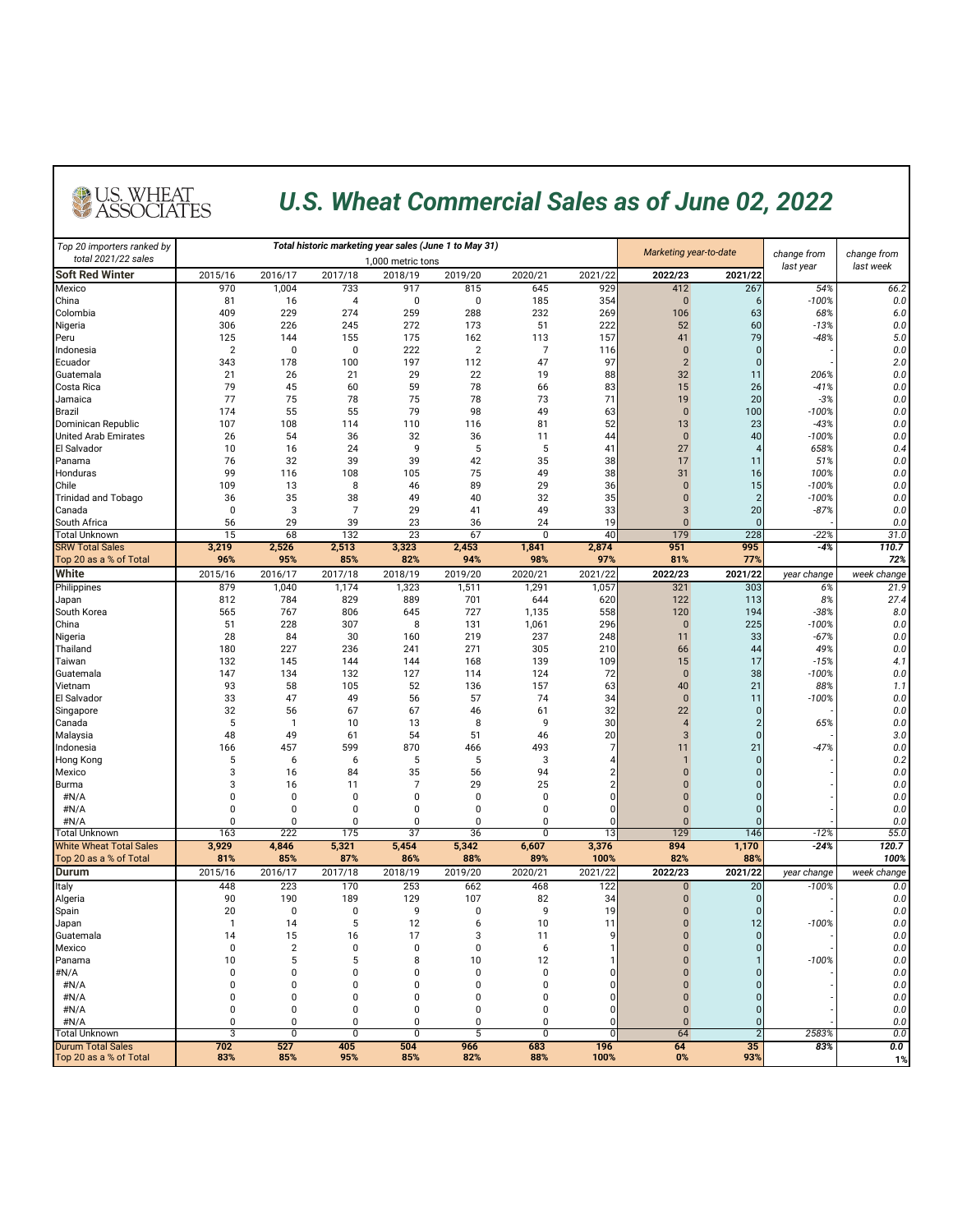# U.S. Wheat Commercial Sales as of June 02, 2022

| Top 20 importers ranked by total 2021/22 sales | Total historic marketing year sales (June 1 to May 31) 1,000 metric tons | | | | | | | Marketing year-to-date | | change from last year | change from last week |
|---|---|---|---|---|---|---|---|---|---|---|---|
| **Soft Red Winter** | 2015/16 | 2016/17 | 2017/18 | 2018/19 | 2019/20 | 2020/21 | 2021/22 | **2022/23** | **2021/22** | | |
| Mexico | 970 | 1,004 | 733 | 917 | 815 | 645 | 929 | 412 | 267 | 54% | 66.2 |
| China | 81 | 16 | 4 | 0 | 0 | 185 | 354 | 0 | 6 | -100% | 0.0 |
| Colombia | 409 | 229 | 274 | 259 | 288 | 232 | 269 | 106 | 63 | 68% | 6.0 |
| Nigeria | 306 | 226 | 245 | 272 | 173 | 51 | 222 | 52 | 60 | -13% | 0.0 |
| Peru | 125 | 144 | 155 | 175 | 162 | 113 | 157 | 41 | 79 | -48% | 5.0 |
| Indonesia | 2 | 0 | 0 | 222 | 2 | 7 | 116 | 0 | 0 | | 0.0 |
| Ecuador | 343 | 178 | 100 | 197 | 112 | 47 | 97 | 2 | 0 | - | 2.0 |
| Guatemala | 21 | 26 | 21 | 29 | 22 | 19 | 88 | 32 | 11 | 206% | 0.0 |
| Costa Rica | 79 | 45 | 60 | 59 | 78 | 66 | 83 | 15 | 26 | -41% | 0.0 |
| Jamaica | 77 | 75 | 78 | 75 | 78 | 73 | 71 | 19 | 20 | -3% | 0.0 |
| Brazil | 174 | 55 | 55 | 79 | 98 | 49 | 63 | 0 | 100 | -100% | 0.0 |
| Dominican Republic | 107 | 108 | 114 | 110 | 116 | 81 | 52 | 13 | 23 | -43% | 0.0 |
| United Arab Emirates | 26 | 54 | 36 | 32 | 36 | 11 | 44 | 0 | 40 | -100% | 0.0 |
| El Salvador | 10 | 16 | 24 | 9 | 5 | 5 | 41 | 27 | 4 | 658% | 0.4 |
| Panama | 76 | 32 | 39 | 39 | 42 | 35 | 38 | 17 | 11 | 51% | 0.0 |
| Honduras | 99 | 116 | 108 | 105 | 75 | 49 | 38 | 31 | 16 | 100% | 0.0 |
| Chile | 109 | 13 | 8 | 46 | 89 | 29 | 36 | 0 | 15 | -100% | 0.0 |
| Trinidad and Tobago | 36 | 35 | 38 | 49 | 40 | 32 | 35 | 0 | 2 | -100% | 0.0 |
| Canada | 0 | 3 | 7 | 29 | 41 | 49 | 33 | 3 | 20 | -87% | 0.0 |
| South Africa | 56 | 29 | 39 | 23 | 36 | 24 | 19 | 0 | 0 | - | 0.0 |
| Total Unknown | 15 | 68 | 132 | 23 | 67 | 0 | 40 | 179 | 228 | -22% | 31.0 |
| **SRW Total Sales** | **3,219** | **2,526** | **2,513** | **3,323** | **2,453** | **1,841** | **2,874** | **951** | **995** | **-4%** | **110.7** |
| **Top 20 as a % of Total** | **96%** | **95%** | **85%** | **82%** | **94%** | **98%** | **97%** | **81%** | **77%** | | **72%** |
| **White** | 2015/16 | 2016/17 | 2017/18 | 2018/19 | 2019/20 | 2020/21 | 2021/22 | **2022/23** | **2021/22** | year change | week change |
| Philippines | 879 | 1,040 | 1,174 | 1,323 | 1,511 | 1,291 | 1,057 | 321 | 303 | 6% | 21.9 |
| Japan | 812 | 784 | 829 | 889 | 701 | 644 | 620 | 122 | 113 | 8% | 27.4 |
| South Korea | 565 | 767 | 806 | 645 | 727 | 1,135 | 558 | 120 | 194 | -38% | 8.0 |
| China | 51 | 228 | 307 | 8 | 131 | 1,061 | 296 | 0 | 225 | -100% | 0.0 |
| Nigeria | 28 | 84 | 30 | 160 | 219 | 237 | 248 | 11 | 33 | -67% | 0.0 |
| Thailand | 180 | 227 | 236 | 241 | 271 | 305 | 210 | 66 | 44 | 49% | 0.0 |
| Taiwan | 132 | 145 | 144 | 144 | 168 | 139 | 109 | 15 | 17 | -15% | 4.1 |
| Guatemala | 147 | 134 | 132 | 127 | 114 | 124 | 72 | 0 | 38 | -100% | 0.0 |
| Vietnam | 93 | 58 | 105 | 52 | 136 | 157 | 63 | 40 | 21 | 88% | 1.1 |
| El Salvador | 33 | 47 | 49 | 56 | 57 | 74 | 34 | 0 | 11 | -100% | 0.0 |
| Singapore | 32 | 56 | 67 | 67 | 46 | 61 | 32 | 22 | 0 | - | 0.0 |
| Canada | 5 | 1 | 10 | 13 | 8 | 9 | 30 | 4 | 2 | 65% | 0.0 |
| Malaysia | 48 | 49 | 61 | 54 | 51 | 46 | 20 | 3 | 0 | - | 3.0 |
| Indonesia | 166 | 457 | 599 | 870 | 466 | 493 | 7 | 11 | 21 | -47% | 0.0 |
| Hong Kong | 5 | 6 | 6 | 5 | 5 | 3 | 4 | 1 | 0 | - | 0.2 |
| Mexico | 3 | 16 | 84 | 35 | 56 | 94 | 2 | 0 | 0 | - | 0.0 |
| Burma | 3 | 16 | 11 | 7 | 29 | 25 | 2 | 0 | 0 | - | 0.0 |
| #N/A | 0 | 0 | 0 | 0 | 0 | 0 | 0 | 0 | 0 | - | 0.0 |
| #N/A | 0 | 0 | 0 | 0 | 0 | 0 | 0 | 0 | 0 | - | 0.0 |
| #N/A | 0 | 0 | 0 | 0 | 0 | 0 | 0 | 0 | 0 | - | 0.0 |
| Total Unknown | 163 | 222 | 175 | 37 | 36 | 0 | 13 | 129 | 146 | -12% | 55.0 |
| **White Wheat Total Sales** | **3,929** | **4,846** | **5,321** | **5,454** | **5,342** | **6,607** | **3,376** | **894** | **1,170** | **-24%** | **120.7** |
| **Top 20 as a % of Total** | **81%** | **85%** | **87%** | **86%** | **88%** | **89%** | **100%** | **82%** | **88%** | | **100%** |
| **Durum** | 2015/16 | 2016/17 | 2017/18 | 2018/19 | 2019/20 | 2020/21 | 2021/22 | **2022/23** | **2021/22** | year change | week change |
| Italy | 448 | 223 | 170 | 253 | 662 | 468 | 122 | 0 | 20 | -100% | 0.0 |
| Algeria | 90 | 190 | 189 | 129 | 107 | 82 | 34 | 0 | 0 | - | 0.0 |
| Spain | 20 | 0 | 0 | 9 | 0 | 9 | 19 | 0 | 0 | - | 0.0 |
| Japan | 1 | 14 | 5 | 12 | 6 | 10 | 11 | 0 | 12 | -100% | 0.0 |
| Guatemala | 14 | 15 | 16 | 17 | 3 | 11 | 9 | 0 | 0 | - | 0.0 |
| Mexico | 0 | 2 | 0 | 0 | 0 | 6 | 1 | 0 | 0 | - | 0.0 |
| Panama | 10 | 5 | 5 | 8 | 10 | 12 | 1 | 0 | 1 | -100% | 0.0 |
| #N/A | 0 | 0 | 0 | 0 | 0 | 0 | 0 | 0 | 0 | - | 0.0 |
| #N/A | 0 | 0 | 0 | 0 | 0 | 0 | 0 | 0 | 0 | - | 0.0 |
| #N/A | 0 | 0 | 0 | 0 | 0 | 0 | 0 | 0 | 0 | - | 0.0 |
| #N/A | 0 | 0 | 0 | 0 | 0 | 0 | 0 | 0 | 0 | - | 0.0 |
| #N/A | 0 | 0 | 0 | 0 | 0 | 0 | 0 | 0 | 0 | - | 0.0 |
| Total Unknown | 3 | 0 | 0 | 0 | 5 | 0 | 0 | 64 | 2 | 2583% | 0.0 |
| **Durum Total Sales** | **702** | **527** | **405** | **504** | **966** | **683** | **196** | **64** | **35** | **83%** | **0.0** |
| **Top 20 as a % of Total** | **83%** | **85%** | **95%** | **85%** | **82%** | **88%** | **100%** | **0%** | **93%** | | **1%** |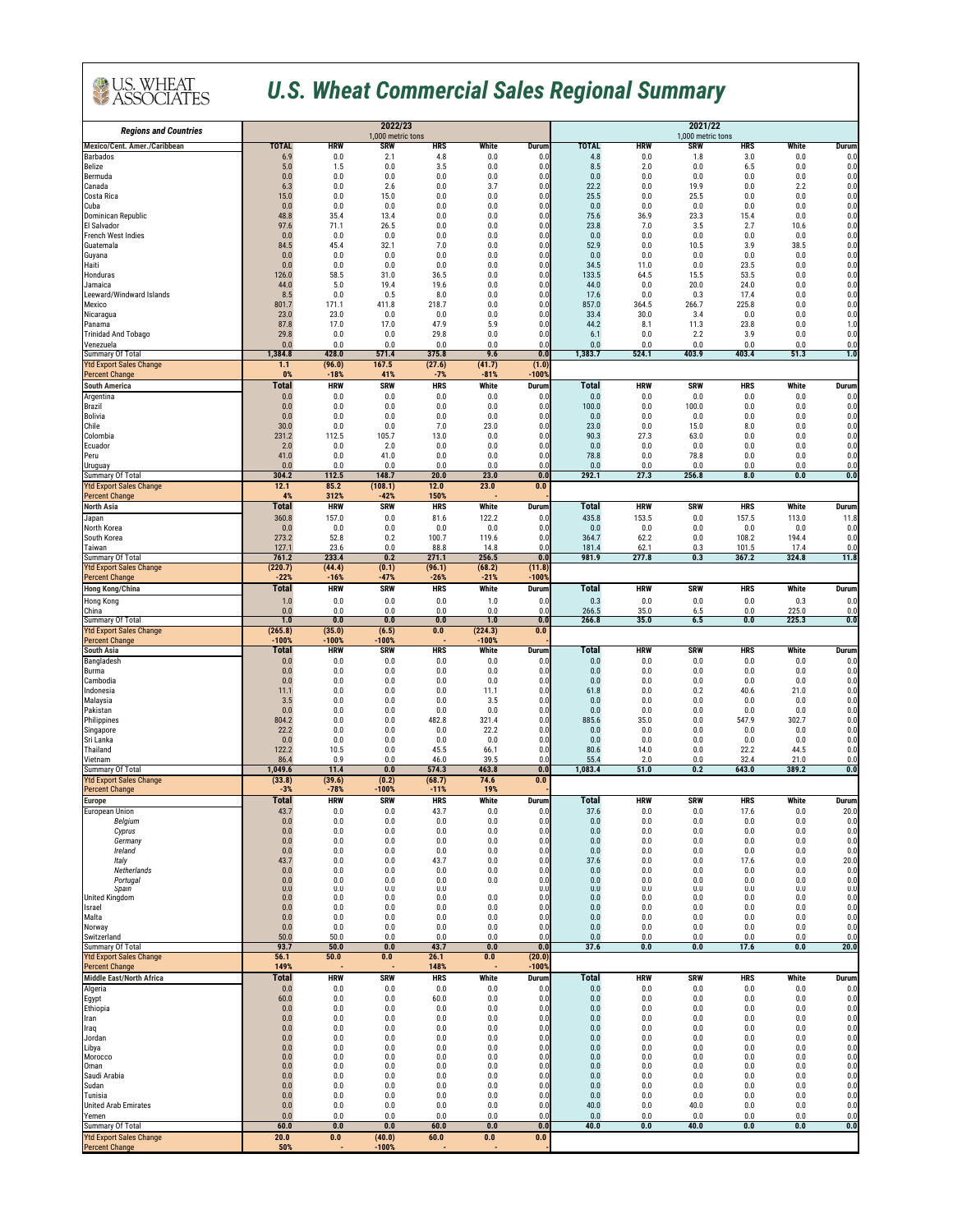# U.S. Wheat Commercial Sales Regional Summary

| Regions and Countries | 2022/23 TOTAL | HRW | SRW | HRS | White | Durum | 2021/22 TOTAL | HRW | SRW | HRS | White | Durum |
|---|---|---|---|---|---|---|---|---|---|---|---|---|
| | 1,000 metric tons | | | | | | 1,000 metric tons | | | | | |
| **Mexico/Cent. Amer./Caribbean** | **TOTAL** | **HRW** | **SRW** | **HRS** | **White** | **Durum** | **TOTAL** | **HRW** | **SRW** | **HRS** | **White** | **Durum** |
| Barbados | 6.9 | 0.0 | 2.1 | 4.8 | 0.0 | 0.0 | 4.8 | 0.0 | 1.8 | 3.0 | 0.0 | 0.0 |
| Belize | 5.0 | 1.5 | 0.0 | 3.5 | 0.0 | 0.0 | 8.5 | 2.0 | 0.0 | 6.5 | 0.0 | 0.0 |
| Bermuda | 0.0 | 0.0 | 0.0 | 0.0 | 0.0 | 0.0 | 0.0 | 0.0 | 0.0 | 0.0 | 0.0 | 0.0 |
| Canada | 6.3 | 0.0 | 2.6 | 0.0 | 3.7 | 0.0 | 22.2 | 0.0 | 19.9 | 0.0 | 2.2 | 0.0 |
| Costa Rica | 15.0 | 0.0 | 15.0 | 0.0 | 0.0 | 0.0 | 25.5 | 0.0 | 25.5 | 0.0 | 0.0 | 0.0 |
| Cuba | 0.0 | 0.0 | 0.0 | 0.0 | 0.0 | 0.0 | 0.0 | 0.0 | 0.0 | 0.0 | 0.0 | 0.0 |
| Dominican Republic | 48.8 | 35.4 | 13.4 | 0.0 | 0.0 | 0.0 | 75.6 | 36.9 | 23.3 | 15.4 | 0.0 | 0.0 |
| El Salvador | 97.6 | 71.1 | 26.5 | 0.0 | 0.0 | 0.0 | 23.8 | 7.0 | 3.5 | 2.7 | 10.6 | 0.0 |
| French West Indies | 0.0 | 0.0 | 0.0 | 0.0 | 0.0 | 0.0 | 0.0 | 0.0 | 0.0 | 0.0 | 0.0 | 0.0 |
| Guatemala | 84.5 | 45.4 | 32.1 | 7.0 | 0.0 | 0.0 | 52.9 | 0.0 | 10.5 | 3.9 | 38.5 | 0.0 |
| Guyana | 0.0 | 0.0 | 0.0 | 0.0 | 0.0 | 0.0 | 0.0 | 0.0 | 0.0 | 0.0 | 0.0 | 0.0 |
| Haiti | 0.0 | 0.0 | 0.0 | 0.0 | 0.0 | 0.0 | 34.5 | 11.0 | 0.0 | 23.5 | 0.0 | 0.0 |
| Honduras | 126.0 | 58.5 | 31.0 | 36.5 | 0.0 | 0.0 | 133.5 | 64.5 | 15.5 | 53.5 | 0.0 | 0.0 |
| Jamaica | 44.0 | 5.0 | 19.4 | 19.6 | 0.0 | 0.0 | 44.0 | 0.0 | 20.0 | 24.0 | 0.0 | 0.0 |
| Leeward/Windward Islands | 8.5 | 0.0 | 0.5 | 8.0 | 0.0 | 0.0 | 17.6 | 0.0 | 0.3 | 17.4 | 0.0 | 0.0 |
| Mexico | 801.7 | 171.1 | 411.8 | 218.7 | 0.0 | 0.0 | 857.0 | 364.5 | 266.7 | 225.8 | 0.0 | 0.0 |
| Nicaragua | 23.0 | 23.0 | 0.0 | 0.0 | 0.0 | 0.0 | 33.4 | 30.0 | 3.4 | 0.0 | 0.0 | 0.0 |
| Panama | 87.8 | 17.0 | 17.0 | 47.9 | 5.9 | 0.0 | 44.2 | 8.1 | 11.3 | 23.8 | 0.0 | 1.0 |
| Trinidad And Tobago | 29.8 | 0.0 | 0.0 | 29.8 | 0.0 | 0.0 | 6.1 | 0.0 | 2.2 | 3.9 | 0.0 | 0.0 |
| Venezuela | 0.0 | 0.0 | 0.0 | 0.0 | 0.0 | 0.0 | 0.0 | 0.0 | 0.0 | 0.0 | 0.0 | 0.0 |
| Summary Of Total | **1,384.8** | **428.0** | **571.4** | **375.8** | **9.6** | **0.0** | **1,383.7** | **524.1** | **403.9** | **403.4** | **51.3** | **1.0** |
| Ytd Export Sales Change | **1.1** | **(96.0)** | **167.5** | **(27.6)** | **(41.7)** | **(1.0)** | | | | | | |
| Percent Change | **0%** | **-18%** | **41%** | **-7%** | **-81%** | **-100%** | | | | | | |
| **South America** | **Total** | **HRW** | **SRW** | **HRS** | **White** | **Durum** | **Total** | **HRW** | **SRW** | **HRS** | **White** | **Durum** |
| Argentina | 0.0 | 0.0 | 0.0 | 0.0 | 0.0 | 0.0 | 0.0 | 0.0 | 0.0 | 0.0 | 0.0 | 0.0 |
| Brazil | 0.0 | 0.0 | 0.0 | 0.0 | 0.0 | 0.0 | 100.0 | 0.0 | 100.0 | 0.0 | 0.0 | 0.0 |
| Bolivia | 0.0 | 0.0 | 0.0 | 0.0 | 0.0 | 0.0 | 0.0 | 0.0 | 0.0 | 0.0 | 0.0 | 0.0 |
| Chile | 30.0 | 0.0 | 0.0 | 7.0 | 23.0 | 0.0 | 23.0 | 0.0 | 15.0 | 8.0 | 0.0 | 0.0 |
| Colombia | 231.2 | 112.5 | 105.7 | 13.0 | 0.0 | 0.0 | 90.3 | 27.3 | 63.0 | 0.0 | 0.0 | 0.0 |
| Ecuador | 2.0 | 0.0 | 2.0 | 0.0 | 0.0 | 0.0 | 0.0 | 0.0 | 0.0 | 0.0 | 0.0 | 0.0 |
| Peru | 41.0 | 0.0 | 41.0 | 0.0 | 0.0 | 0.0 | 78.8 | 0.0 | 78.8 | 0.0 | 0.0 | 0.0 |
| Uruguay | 0.0 | 0.0 | 0.0 | 0.0 | 0.0 | 0.0 | 0.0 | 0.0 | 0.0 | 0.0 | 0.0 | 0.0 |
| Summary Of Total | **304.2** | **112.5** | **148.7** | **20.0** | **23.0** | **0.0** | **292.1** | **27.3** | **256.8** | **8.0** | **0.0** | **0.0** |
| Ytd Export Sales Change | **12.1** | **85.2** | **(108.1)** | **12.0** | **23.0** | **0.0** | | | | | | |
| Percent Change | **4%** | **312%** | **-42%** | **150%** | **-** | | | | | | | |
| **North Asia** | **Total** | **HRW** | **SRW** | **HRS** | **White** | **Durum** | **Total** | **HRW** | **SRW** | **HRS** | **White** | **Durum** |
| Japan | 360.8 | 157.0 | 0.0 | 81.6 | 122.2 | 0.0 | 435.8 | 153.5 | 0.0 | 157.5 | 113.0 | 11.8 |
| North Korea | 0.0 | 0.0 | 0.0 | 0.0 | 0.0 | 0.0 | 0.0 | 0.0 | 0.0 | 0.0 | 0.0 | 0.0 |
| South Korea | 273.2 | 52.8 | 0.2 | 100.7 | 119.6 | 0.0 | 364.7 | 62.2 | 0.0 | 108.2 | 194.4 | 0.0 |
| Taiwan | 127.1 | 23.6 | 0.0 | 88.8 | 14.8 | 0.0 | 181.4 | 62.1 | 0.3 | 101.5 | 17.4 | 0.0 |
| Summary Of Total | **761.2** | **233.4** | **0.2** | **271.1** | **256.5** | **0.0** | **981.9** | **277.8** | **0.3** | **367.2** | **324.8** | **11.8** |
| Ytd Export Sales Change | **(220.7)** | **(44.4)** | **(0.1)** | **(96.1)** | **(68.2)** | **(11.8)** | | | | | | |
| Percent Change | **-22%** | **-16%** | **-47%** | **-26%** | **-21%** | **-100%** | | | | | | |
| **Hong Kong/China** | **Total** | **HRW** | **SRW** | **HRS** | **White** | **Durum** | **Total** | **HRW** | **SRW** | **HRS** | **White** | **Durum** |
| Hong Kong | 1.0 | 0.0 | 0.0 | 0.0 | 1.0 | 0.0 | 0.3 | 0.0 | 0.0 | 0.0 | 0.3 | 0.0 |
| China | 0.0 | 0.0 | 0.0 | 0.0 | 0.0 | 0.0 | 266.5 | 35.0 | 6.5 | 0.0 | 225.0 | 0.0 |
| Summary Of Total | **1.0** | **0.0** | **0.0** | **0.0** | **1.0** | **0.0** | **266.8** | **35.0** | **6.5** | **0.0** | **225.3** | **0.0** |
| Ytd Export Sales Change | **(265.8)** | **(35.0)** | **(6.5)** | **0.0** | **(224.3)** | **0.0** | | | | | | |
| Percent Change | **-100%** | **-100%** | **-100%** | **-** | **-100%** | **-** | | | | | | |
| **South Asia** | **Total** | **HRW** | **SRW** | **HRS** | **White** | **Durum** | **Total** | **HRW** | **SRW** | **HRS** | **White** | **Durum** |
| Bangladesh | 0.0 | 0.0 | 0.0 | 0.0 | 0.0 | 0.0 | 0.0 | 0.0 | 0.0 | 0.0 | 0.0 | 0.0 |
| Burma | 0.0 | 0.0 | 0.0 | 0.0 | 0.0 | 0.0 | 0.0 | 0.0 | 0.0 | 0.0 | 0.0 | 0.0 |
| Cambodia | 0.0 | 0.0 | 0.0 | 0.0 | 0.0 | 0.0 | 0.0 | 0.0 | 0.0 | 0.0 | 0.0 | 0.0 |
| Indonesia | 11.1 | 0.0 | 0.0 | 0.0 | 11.1 | 0.0 | 61.8 | 0.0 | 0.2 | 40.6 | 21.0 | 0.0 |
| Malaysia | 3.5 | 0.0 | 0.0 | 0.0 | 3.5 | 0.0 | 0.0 | 0.0 | 0.0 | 0.0 | 0.0 | 0.0 |
| Pakistan | 0.0 | 0.0 | 0.0 | 0.0 | 0.0 | 0.0 | 0.0 | 0.0 | 0.0 | 0.0 | 0.0 | 0.0 |
| Philippines | 804.2 | 0.0 | 0.0 | 482.8 | 321.4 | 0.0 | 885.6 | 35.0 | 0.0 | 547.9 | 302.7 | 0.0 |
| Singapore | 22.2 | 0.0 | 0.0 | 0.0 | 22.2 | 0.0 | 0.0 | 0.0 | 0.0 | 0.0 | 0.0 | 0.0 |
| Sri Lanka | 0.0 | 0.0 | 0.0 | 0.0 | 0.0 | 0.0 | 0.0 | 0.0 | 0.0 | 0.0 | 0.0 | 0.0 |
| Thailand | 122.2 | 10.5 | 0.0 | 45.5 | 66.1 | 0.0 | 80.6 | 14.0 | 0.0 | 22.2 | 44.5 | 0.0 |
| Vietnam | 86.4 | 0.9 | 0.0 | 46.0 | 39.5 | 0.0 | 55.4 | 2.0 | 0.0 | 32.4 | 21.0 | 0.0 |
| Summary Of Total | **1,049.6** | **11.4** | **0.0** | **574.3** | **463.8** | **0.0** | **1,083.4** | **51.0** | **0.2** | **643.0** | **389.2** | **0.0** |
| Ytd Export Sales Change | **(33.8)** | **(39.6)** | **(0.2)** | **(68.7)** | **74.6** | **0.0** | | | | | | |
| Percent Change | **-3%** | **-78%** | **-100%** | **-11%** | **19%** | **-** | | | | | | |
| **Europe** | **Total** | **HRW** | **SRW** | **HRS** | **White** | **Durum** | **Total** | **HRW** | **SRW** | **HRS** | **White** | **Durum** |
| European Union | 43.7 | 0.0 | 0.0 | 43.7 | 0.0 | 0.0 | 37.6 | 0.0 | 0.0 | 17.6 | 0.0 | 20.0 |
| *Belgium* | 0.0 | 0.0 | 0.0 | 0.0 | 0.0 | 0.0 | 0.0 | 0.0 | 0.0 | 0.0 | 0.0 | 0.0 |
| *Cyprus* | 0.0 | 0.0 | 0.0 | 0.0 | 0.0 | 0.0 | 0.0 | 0.0 | 0.0 | 0.0 | 0.0 | 0.0 |
| *Germany* | 0.0 | 0.0 | 0.0 | 0.0 | 0.0 | 0.0 | 0.0 | 0.0 | 0.0 | 0.0 | 0.0 | 0.0 |
| *Ireland* | 0.0 | 0.0 | 0.0 | 0.0 | 0.0 | 0.0 | 0.0 | 0.0 | 0.0 | 0.0 | 0.0 | 0.0 |
| *Italy* | 43.7 | 0.0 | 0.0 | 43.7 | 0.0 | 0.0 | 37.6 | 0.0 | 0.0 | 17.6 | 0.0 | 20.0 |
| *Netherlands* | 0.0 | 0.0 | 0.0 | 0.0 | 0.0 | 0.0 | 0.0 | 0.0 | 0.0 | 0.0 | 0.0 | 0.0 |
| *Portugal* | 0.0 | 0.0 | 0.0 | 0.0 | 0.0 | 0.0 | 0.0 | 0.0 | 0.0 | 0.0 | 0.0 | 0.0 |
| *Spain* | 0.0 | 0.0 | 0.0 | 0.0 | | 0.0 | 0.0 | 0.0 | 0.0 | 0.0 | 0.0 | 0.0 |
| United Kingdom | 0.0 | 0.0 | 0.0 | 0.0 | 0.0 | 0.0 | 0.0 | 0.0 | 0.0 | 0.0 | 0.0 | 0.0 |
| Israel | 0.0 | 0.0 | 0.0 | 0.0 | 0.0 | 0.0 | 0.0 | 0.0 | 0.0 | 0.0 | 0.0 | 0.0 |
| Malta | 0.0 | 0.0 | 0.0 | 0.0 | 0.0 | 0.0 | 0.0 | 0.0 | 0.0 | 0.0 | 0.0 | 0.0 |
| Norway | 0.0 | 0.0 | 0.0 | 0.0 | 0.0 | 0.0 | 0.0 | 0.0 | 0.0 | 0.0 | 0.0 | 0.0 |
| Switzerland | 50.0 | 50.0 | 0.0 | 0.0 | 0.0 | 0.0 | 0.0 | 0.0 | 0.0 | 0.0 | 0.0 | 0.0 |
| Summary Of Total | **93.7** | **50.0** | **0.0** | **43.7** | **0.0** | **0.0** | **37.6** | **0.0** | **0.0** | **17.6** | **0.0** | **20.0** |
| Ytd Export Sales Change | **56.1** | **50.0** | **0.0** | **26.1** | **0.0** | **(20.0)** | | | | | | |
| Percent Change | **149%** | **-** | **-** | **148%** | **-** | **-100%** | | | | | | |
| **Middle East/North Africa** | **Total** | **HRW** | **SRW** | **HRS** | **White** | **Durum** | **Total** | **HRW** | **SRW** | **HRS** | **White** | **Durum** |
| Algeria | 0.0 | 0.0 | 0.0 | 0.0 | 0.0 | 0.0 | 0.0 | 0.0 | 0.0 | 0.0 | 0.0 | 0.0 |
| Egypt | 60.0 | 0.0 | 0.0 | 60.0 | 0.0 | 0.0 | 0.0 | 0.0 | 0.0 | 0.0 | 0.0 | 0.0 |
| Ethiopia | 0.0 | 0.0 | 0.0 | 0.0 | 0.0 | 0.0 | 0.0 | 0.0 | 0.0 | 0.0 | 0.0 | 0.0 |
| Iran | 0.0 | 0.0 | 0.0 | 0.0 | 0.0 | 0.0 | 0.0 | 0.0 | 0.0 | 0.0 | 0.0 | 0.0 |
| Iraq | 0.0 | 0.0 | 0.0 | 0.0 | 0.0 | 0.0 | 0.0 | 0.0 | 0.0 | 0.0 | 0.0 | 0.0 |
| Jordan | 0.0 | 0.0 | 0.0 | 0.0 | 0.0 | 0.0 | 0.0 | 0.0 | 0.0 | 0.0 | 0.0 | 0.0 |
| Libya | 0.0 | 0.0 | 0.0 | 0.0 | 0.0 | 0.0 | 0.0 | 0.0 | 0.0 | 0.0 | 0.0 | 0.0 |
| Morocco | 0.0 | 0.0 | 0.0 | 0.0 | 0.0 | 0.0 | 0.0 | 0.0 | 0.0 | 0.0 | 0.0 | 0.0 |
| Oman | 0.0 | 0.0 | 0.0 | 0.0 | 0.0 | 0.0 | 0.0 | 0.0 | 0.0 | 0.0 | 0.0 | 0.0 |
| Saudi Arabia | 0.0 | 0.0 | 0.0 | 0.0 | 0.0 | 0.0 | 0.0 | 0.0 | 0.0 | 0.0 | 0.0 | 0.0 |
| Sudan | 0.0 | 0.0 | 0.0 | 0.0 | 0.0 | 0.0 | 0.0 | 0.0 | 0.0 | 0.0 | 0.0 | 0.0 |
| Tunisia | 0.0 | 0.0 | 0.0 | 0.0 | 0.0 | 0.0 | 0.0 | 0.0 | 0.0 | 0.0 | 0.0 | 0.0 |
| United Arab Emirates | 0.0 | 0.0 | 0.0 | 0.0 | 0.0 | 0.0 | 40.0 | 0.0 | 40.0 | 0.0 | 0.0 | 0.0 |
| Yemen | 0.0 | 0.0 | 0.0 | 0.0 | 0.0 | 0.0 | 0.0 | 0.0 | 0.0 | 0.0 | 0.0 | 0.0 |
| Summary Of Total | **60.0** | **0.0** | **0.0** | **60.0** | **0.0** | **0.0** | **40.0** | **0.0** | **40.0** | **0.0** | **0.0** | **0.0** |
| Ytd Export Sales Change | **20.0** | **0.0** | **(40.0)** | **60.0** | **0.0** | **0.0** | | | | | | |
| Percent Change | **50%** | **-** | **-100%** | **-** | **-** | | | | | | | |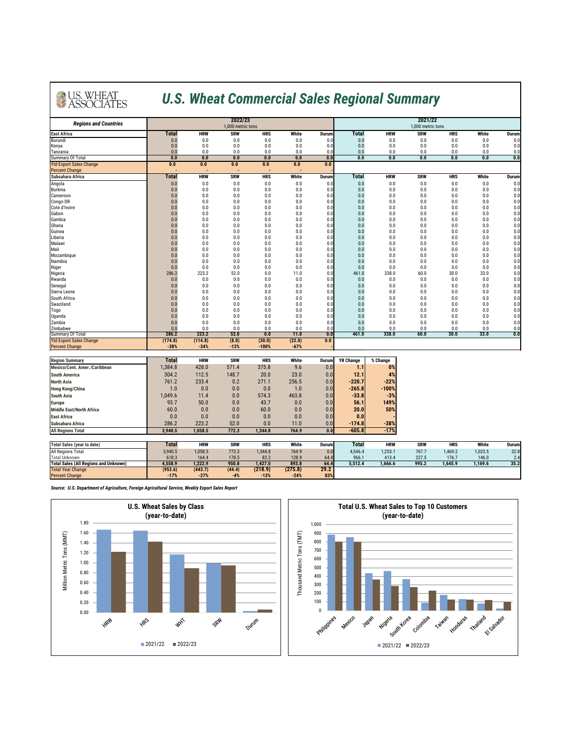U.S. WHEAT ASSOCIATES

# U.S. Wheat Commercial Sales Regional Summary

| Regions and Countries | 2022/23 1,000 metric tons | | | | | | 2021/22 1,000 metric tons | | | | | |
|---|---|---|---|---|---|---|---|---|---|---|---|---|
| **East Africa** | **Total** | **HRW** | **SRW** | **HRS** | **White** | **Durum** | **Total** | **HRW** | **SRW** | **HRS** | **White** | **Durum** |
| Burundi | 0.0 | 0.0 | 0.0 | 0.0 | 0.0 | 0.0 | 0.0 | 0.0 | 0.0 | 0.0 | 0.0 | 0.0 |
| Kenya | 0.0 | 0.0 | 0.0 | 0.0 | 0.0 | 0.0 | 0.0 | 0.0 | 0.0 | 0.0 | 0.0 | 0.0 |
| Tanzania | 0.0 | 0.0 | 0.0 | 0.0 | 0.0 | 0.0 | 0.0 | 0.0 | 0.0 | 0.0 | 0.0 | 0.0 |
| Summary Of Total | 0.0 | 0.0 | 0.0 | 0.0 | 0.0 | 0.0 | 0.0 | 0.0 | 0.0 | 0.0 | 0.0 | 0.0 |
| Ytd Export Sales Change | 0.0 | 0.0 | 0.0 | 0.0 | 0.0 | 0.0 | | | | | | |
| Percent Change | - | - | - | - | - | - | | | | | | |
| **Subsahara Africa** | **Total** | **HRW** | **SRW** | **HRS** | **White** | **Durum** | **Total** | **HRW** | **SRW** | **HRS** | **White** | **Durum** |
| Angola | 0.0 | 0.0 | 0.0 | 0.0 | 0.0 | 0.0 | 0.0 | 0.0 | 0.0 | 0.0 | 0.0 | 0.0 |
| Burkina | 0.0 | 0.0 | 0.0 | 0.0 | 0.0 | 0.0 | 0.0 | 0.0 | 0.0 | 0.0 | 0.0 | 0.0 |
| Cameroon | 0.0 | 0.0 | 0.0 | 0.0 | 0.0 | 0.0 | 0.0 | 0.0 | 0.0 | 0.0 | 0.0 | 0.0 |
| Congo DR | 0.0 | 0.0 | 0.0 | 0.0 | 0.0 | 0.0 | 0.0 | 0.0 | 0.0 | 0.0 | 0.0 | 0.0 |
| Cote d'Ivoire | 0.0 | 0.0 | 0.0 | 0.0 | 0.0 | 0.0 | 0.0 | 0.0 | 0.0 | 0.0 | 0.0 | 0.0 |
| Gabon | 0.0 | 0.0 | 0.0 | 0.0 | 0.0 | 0.0 | 0.0 | 0.0 | 0.0 | 0.0 | 0.0 | 0.0 |
| Gambia | 0.0 | 0.0 | 0.0 | 0.0 | 0.0 | 0.0 | 0.0 | 0.0 | 0.0 | 0.0 | 0.0 | 0.0 |
| Ghana | 0.0 | 0.0 | 0.0 | 0.0 | 0.0 | 0.0 | 0.0 | 0.0 | 0.0 | 0.0 | 0.0 | 0.0 |
| Guinea | 0.0 | 0.0 | 0.0 | 0.0 | 0.0 | 0.0 | 0.0 | 0.0 | 0.0 | 0.0 | 0.0 | 0.0 |
| Liberia | 0.0 | 0.0 | 0.0 | 0.0 | 0.0 | 0.0 | 0.0 | 0.0 | 0.0 | 0.0 | 0.0 | 0.0 |
| Malawi | 0.0 | 0.0 | 0.0 | 0.0 | 0.0 | 0.0 | 0.0 | 0.0 | 0.0 | 0.0 | 0.0 | 0.0 |
| Mali | 0.0 | 0.0 | 0.0 | 0.0 | 0.0 | 0.0 | 0.0 | 0.0 | 0.0 | 0.0 | 0.0 | 0.0 |
| Mozambique | 0.0 | 0.0 | 0.0 | 0.0 | 0.0 | 0.0 | 0.0 | 0.0 | 0.0 | 0.0 | 0.0 | 0.0 |
| Namibia | 0.0 | 0.0 | 0.0 | 0.0 | 0.0 | 0.0 | 0.0 | 0.0 | 0.0 | 0.0 | 0.0 | 0.0 |
| Niger | 0.0 | 0.0 | 0.0 | 0.0 | 0.0 | 0.0 | 0.0 | 0.0 | 0.0 | 0.0 | 0.0 | 0.0 |
| Nigeria | 286.2 | 223.2 | 52.0 | 0.0 | 11.0 | 0.0 | 461.0 | 338.0 | 60.0 | 30.0 | 33.0 | 0.0 |
| Rwanda | 0.0 | 0.0 | 0.0 | 0.0 | 0.0 | 0.0 | 0.0 | 0.0 | 0.0 | 0.0 | 0.0 | 0.0 |
| Senegal | 0.0 | 0.0 | 0.0 | 0.0 | 0.0 | 0.0 | 0.0 | 0.0 | 0.0 | 0.0 | 0.0 | 0.0 |
| Sierra Leone | 0.0 | 0.0 | 0.0 | 0.0 | 0.0 | 0.0 | 0.0 | 0.0 | 0.0 | 0.0 | 0.0 | 0.0 |
| South Africa | 0.0 | 0.0 | 0.0 | 0.0 | 0.0 | 0.0 | 0.0 | 0.0 | 0.0 | 0.0 | 0.0 | 0.0 |
| Swaziland | 0.0 | 0.0 | 0.0 | 0.0 | 0.0 | 0.0 | 0.0 | 0.0 | 0.0 | 0.0 | 0.0 | 0.0 |
| Togo | 0.0 | 0.0 | 0.0 | 0.0 | 0.0 | 0.0 | 0.0 | 0.0 | 0.0 | 0.0 | 0.0 | 0.0 |
| Uganda | 0.0 | 0.0 | 0.0 | 0.0 | 0.0 | 0.0 | 0.0 | 0.0 | 0.0 | 0.0 | 0.0 | 0.0 |
| Zambia | 0.0 | 0.0 | 0.0 | 0.0 | 0.0 | 0.0 | 0.0 | 0.0 | 0.0 | 0.0 | 0.0 | 0.0 |
| Zimbabwe | 0.0 | 0.0 | 0.0 | 0.0 | 0.0 | 0.0 | 0.0 | 0.0 | 0.0 | 0.0 | 0.0 | 0.0 |
| Summary Of Total | 286.2 | 223.2 | 52.0 | 0.0 | 11.0 | 0.0 | 461.0 | 338.0 | 60.0 | 30.0 | 33.0 | 0.0 |
| Ytd Export Sales Change | (174.8) | (114.8) | (8.0) | (30.0) | (22.0) | 0.0 | | | | | | |
| Percent Change | -38% | -34% | -13% | -100% | -67% | - | | | | | | |

| Region Summary | Total | HRW | SRW | HRS | White | Durum | YR Change | % Change |
|---|---|---|---|---|---|---|---|---|
| Mexico/Cent. Amer./Caribbean | 1,384.8 | 428.0 | 571.4 | 375.8 | 9.6 | 0.0 | 1.1 | 0% |
| South America | 304.2 | 112.5 | 148.7 | 20.0 | 23.0 | 0.0 | 12.1 | 4% |
| North Asia | 761.2 | 233.4 | 0.2 | 271.1 | 256.5 | 0.0 | -220.7 | -22% |
| Hong Kong/China | 1.0 | 0.0 | 0.0 | 0.0 | 1.0 | 0.0 | -265.8 | -100% |
| South Asia | 1,049.6 | 11.4 | 0.0 | 574.3 | 463.8 | 0.0 | -33.8 | -3% |
| Europe | 93.7 | 50.0 | 0.0 | 43.7 | 0.0 | 0.0 | 56.1 | 149% |
| Middle East/North Africa | 60.0 | 0.0 | 0.0 | 60.0 | 0.0 | 0.0 | 20.0 | 50% |
| East Africa | 0.0 | 0.0 | 0.0 | 0.0 | 0.0 | 0.0 | 0.0 | - |
| Subsahara Africa | 286.2 | 223.2 | 52.0 | 0.0 | 11.0 | 0.0 | -174.8 | -38% |
| **All Regions Total** | **3,940.5** | **1,058.5** | **772.3** | **1,344.8** | **764.9** | **0.0** | **-605.8** | **-17%** |

| Total Sales (year to date) | Total | HRW | SRW | HRS | White | Durum | Total | HRW | SRW | HRS | White | Durum |
|---|---|---|---|---|---|---|---|---|---|---|---|---|
| All Regions Total | 3,940.5 | 1,058.5 | 772.3 | 1,344.8 | 764.9 | 0.0 | 4,546.4 | 1,253.1 | 767.7 | 1,469.2 | 1,023.5 | 32.8 |
| Total Unknown | 618.3 | 164.4 | 178.5 | 82.2 | 128.9 | 64.4 | 966.1 | 413.4 | 227.5 | 176.7 | 146.0 | 2.4 |
| **Total Sales (All Regions and Unknown)** | **4,558.9** | **1,222.9** | **950.8** | **1,427.0** | **893.8** | **64.4** | **5,512.4** | **1,666.6** | **995.2** | **1,645.9** | **1,169.6** | **35.2** |
| Total Year Change | (953.6) | (443.7) | (44.4) | (218.9) | (275.8) | 29.2 | | | | | | |
| Percent Change | -17% | -27% | -4% | -13% | -24% | 83% | | | | | | |

*Source: U.S. Department of Agriculture, Foreign Agricultural Service, Weekly Export Sales Report*

**U.S. Wheat Sales by Class (year-to-date)**

Million Metric Tons (MMT)

0.00, 0.20, 0.40, 0.60, 0.80, 1.00, 1.20, 1.40, 1.60, 1.80

HRW, HRS, WHT, SRW, Durum

2021/22, 2022/23

**Total U.S. Wheat Sales to Top 10 Customers (year-to-date)**

Thousand Metric Tons (TMT)

0, 100, 200, 300, 400, 500, 600, 700, 800, 900, 1,000

Philippines, Mexico, Japan, Nigeria, South Korea, Colombia, Taiwan, Honduras, Thailand, El Salvador

2021/22, 2022/23